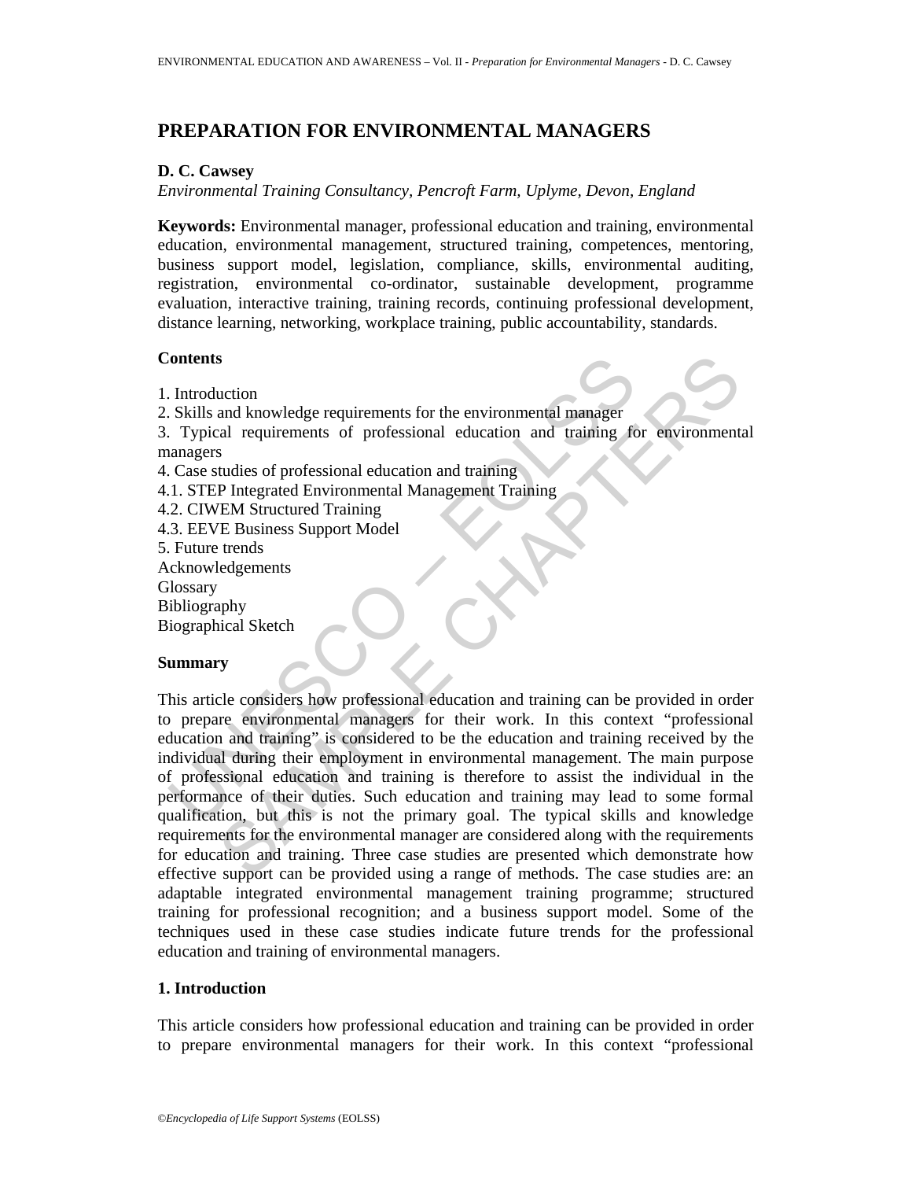# PREPARATION FOR ENVIRONMENTAL MANAGERS

**D. C. Cawsey**

*Environmental Training Consultancy, Pencroft Farm, Uplyme, Devon, England*

**Keywords:** Environmental manager, professional education and training, environmental education, environmental management, structured training, competences, mentoring, business support model, legislation, compliance, skills, environmental auditing, registration, environmental co-ordinator, sustainable development, programme evaluation, interactive training, training records, continuing professional development, distance learning, networking, workplace training, public accountability, standards.

## Contents

1. Introduction
2. Skills and knowledge requirements for the environmental manager
3. Typical requirements of professional education and training for environmental managers
4. Case studies of professional education and training
4.1. STEP Integrated Environmental Management Training
4.2. CIWEM Structured Training
4.3. EEVE Business Support Model
5. Future trends

Acknowledgements
Glossary
Bibliography
Biographical Sketch

## Summary

This article considers how professional education and training can be provided in order to prepare environmental managers for their work. In this context "professional education and training" is considered to be the education and training received by the individual during their employment in environmental management. The main purpose of professional education and training is therefore to assist the individual in the performance of their duties. Such education and training may lead to some formal qualification, but this is not the primary goal. The typical skills and knowledge requirements for the environmental manager are considered along with the requirements for education and training. Three case studies are presented which demonstrate how effective support can be provided using a range of methods. The case studies are: an adaptable integrated environmental management training programme; structured training for professional recognition; and a business support model. Some of the techniques used in these case studies indicate future trends for the professional education and training of environmental managers.

## 1. Introduction

This article considers how professional education and training can be provided in order to prepare environmental managers for their work. In this context "professional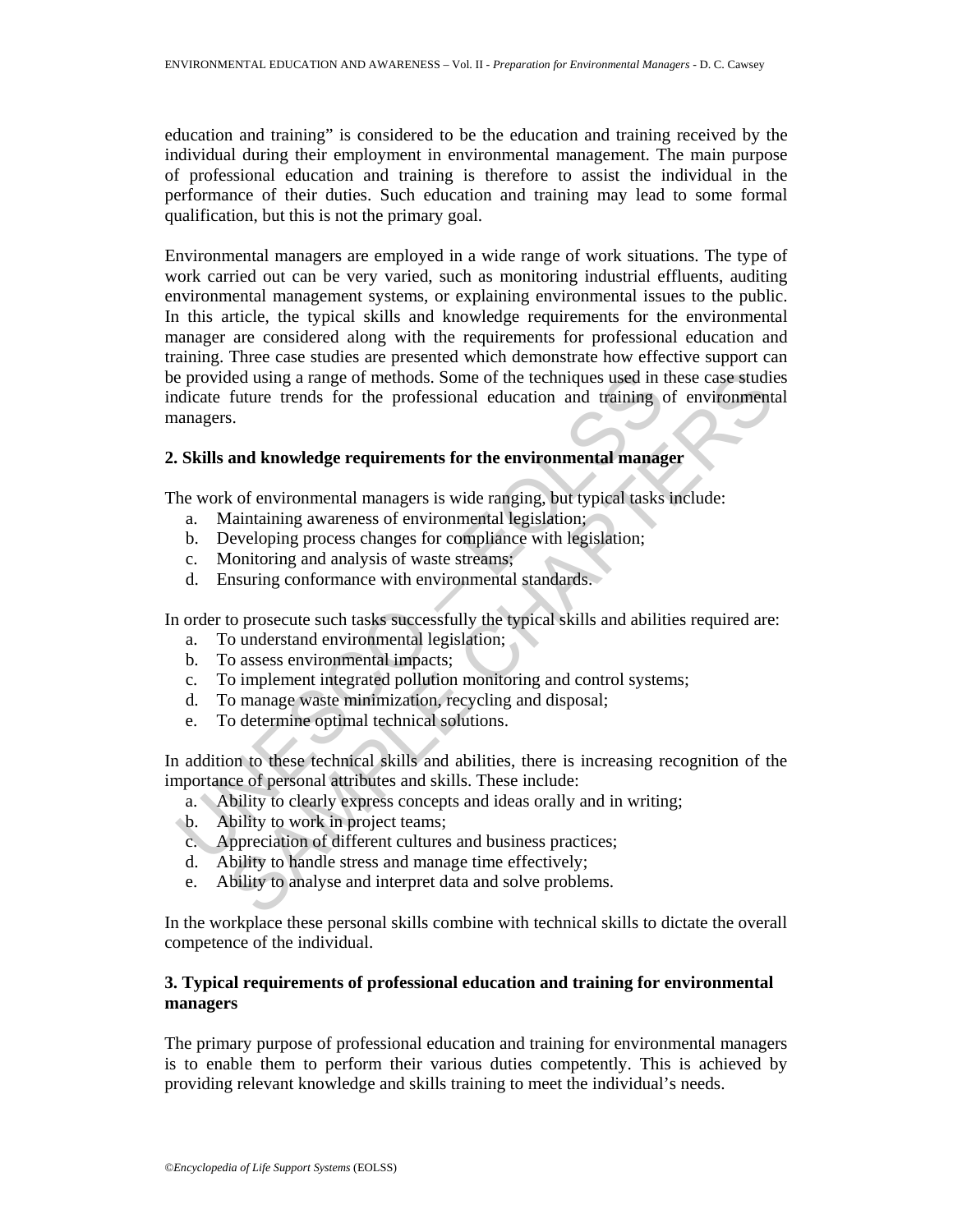education and training" is considered to be the education and training received by the individual during their employment in environmental management. The main purpose of professional education and training is therefore to assist the individual in the performance of their duties. Such education and training may lead to some formal qualification, but this is not the primary goal.

Environmental managers are employed in a wide range of work situations. The type of work carried out can be very varied, such as monitoring industrial effluents, auditing environmental management systems, or explaining environmental issues to the public. In this article, the typical skills and knowledge requirements for the environmental manager are considered along with the requirements for professional education and training. Three case studies are presented which demonstrate how effective support can be provided using a range of methods. Some of the techniques used in these case studies indicate future trends for the professional education and training of environmental managers.

## 2. Skills and knowledge requirements for the environmental manager

The work of environmental managers is wide ranging, but typical tasks include:

a. Maintaining awareness of environmental legislation;
b. Developing process changes for compliance with legislation;
c. Monitoring and analysis of waste streams;
d. Ensuring conformance with environmental standards.

In order to prosecute such tasks successfully the typical skills and abilities required are:

a. To understand environmental legislation;
b. To assess environmental impacts;
c. To implement integrated pollution monitoring and control systems;
d. To manage waste minimization, recycling and disposal;
e. To determine optimal technical solutions.

In addition to these technical skills and abilities, there is increasing recognition of the importance of personal attributes and skills. These include:

a. Ability to clearly express concepts and ideas orally and in writing;
b. Ability to work in project teams;
c. Appreciation of different cultures and business practices;
d. Ability to handle stress and manage time effectively;
e. Ability to analyse and interpret data and solve problems.

In the workplace these personal skills combine with technical skills to dictate the overall competence of the individual.

## 3. Typical requirements of professional education and training for environmental managers

The primary purpose of professional education and training for environmental managers is to enable them to perform their various duties competently. This is achieved by providing relevant knowledge and skills training to meet the individual's needs.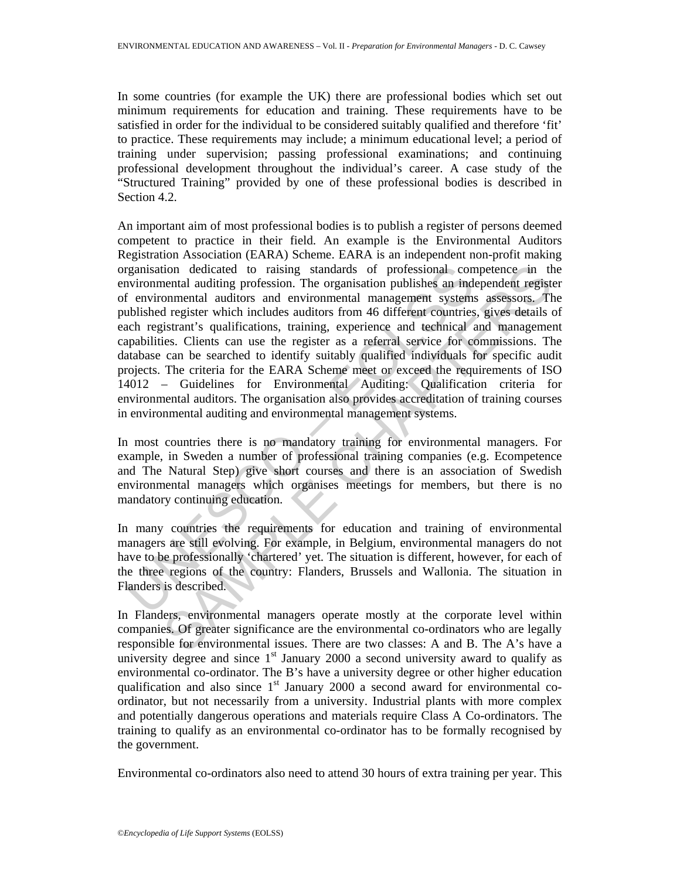In some countries (for example the UK) there are professional bodies which set out minimum requirements for education and training. These requirements have to be satisfied in order for the individual to be considered suitably qualified and therefore 'fit' to practice. These requirements may include; a minimum educational level; a period of training under supervision; passing professional examinations; and continuing professional development throughout the individual's career. A case study of the "Structured Training" provided by one of these professional bodies is described in Section 4.2.

An important aim of most professional bodies is to publish a register of persons deemed competent to practice in their field. An example is the Environmental Auditors Registration Association (EARA) Scheme. EARA is an independent non-profit making organisation dedicated to raising standards of professional competence in the environmental auditing profession. The organisation publishes an independent register of environmental auditors and environmental management systems assessors. The published register which includes auditors from 46 different countries, gives details of each registrant's qualifications, training, experience and technical and management capabilities. Clients can use the register as a referral service for commissions. The database can be searched to identify suitably qualified individuals for specific audit projects. The criteria for the EARA Scheme meet or exceed the requirements of ISO 14012 – Guidelines for Environmental Auditing: Qualification criteria for environmental auditors. The organisation also provides accreditation of training courses in environmental auditing and environmental management systems.

In most countries there is no mandatory training for environmental managers. For example, in Sweden a number of professional training companies (e.g. Ecompetence and The Natural Step) give short courses and there is an association of Swedish environmental managers which organises meetings for members, but there is no mandatory continuing education.

In many countries the requirements for education and training of environmental managers are still evolving. For example, in Belgium, environmental managers do not have to be professionally 'chartered' yet. The situation is different, however, for each of the three regions of the country: Flanders, Brussels and Wallonia. The situation in Flanders is described.

In Flanders, environmental managers operate mostly at the corporate level within companies. Of greater significance are the environmental co-ordinators who are legally responsible for environmental issues. There are two classes: A and B. The A's have a university degree and since 1st January 2000 a second university award to qualify as environmental co-ordinator. The B's have a university degree or other higher education qualification and also since 1st January 2000 a second award for environmental co-ordinator, but not necessarily from a university. Industrial plants with more complex and potentially dangerous operations and materials require Class A Co-ordinators. The training to qualify as an environmental co-ordinator has to be formally recognised by the government.

Environmental co-ordinators also need to attend 30 hours of extra training per year. This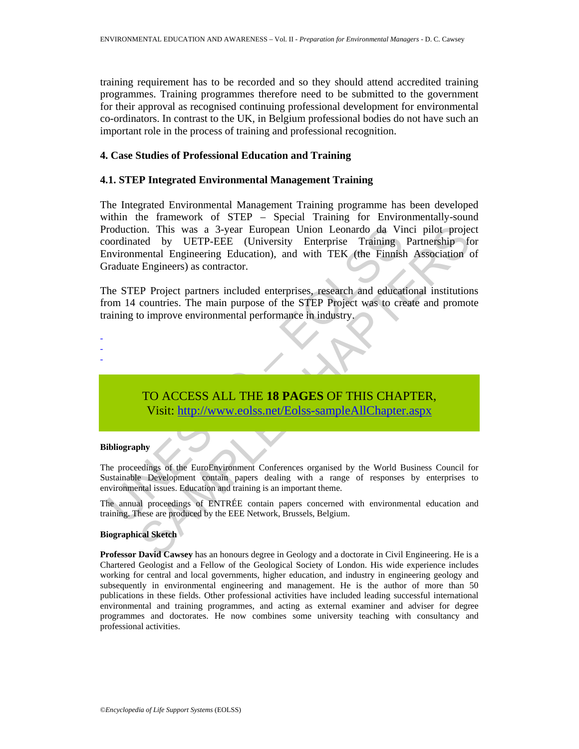training requirement has to be recorded and so they should attend accredited training programmes. Training programmes therefore need to be submitted to the government for their approval as recognised continuing professional development for environmental co-ordinators. In contrast to the UK, in Belgium professional bodies do not have such an important role in the process of training and professional recognition.

## 4. Case Studies of Professional Education and Training

### 4.1. STEP Integrated Environmental Management Training

The Integrated Environmental Management Training programme has been developed within the framework of STEP – Special Training for Environmentally-sound Production. This was a 3-year European Union Leonardo da Vinci pilot project coordinated by UETP-EEE (University Enterprise Training Partnership for Environmental Engineering Education), and with TEK (the Finnish Association of Graduate Engineers) as contractor.

The STEP Project partners included enterprises, research and educational institutions from 14 countries. The main purpose of the STEP Project was to create and promote training to improve environmental performance in industry.

-
-
-

TO ACCESS ALL THE **18 PAGES** OF THIS CHAPTER,
Visit: http://www.eolss.net/Eolss-sampleAllChapter.aspx

#### Bibliography

The proceedings of the EuroEnvironment Conferences organised by the World Business Council for Sustainable Development contain papers dealing with a range of responses by enterprises to environmental issues. Education and training is an important theme.

The annual proceedings of ENTRÉE contain papers concerned with environmental education and training. These are produced by the EEE Network, Brussels, Belgium.

#### Biographical Sketch

**Professor David Cawsey** has an honours degree in Geology and a doctorate in Civil Engineering. He is a Chartered Geologist and a Fellow of the Geological Society of London. His wide experience includes working for central and local governments, higher education, and industry in engineering geology and subsequently in environmental engineering and management. He is the author of more than 50 publications in these fields. Other professional activities have included leading successful international environmental and training programmes, and acting as external examiner and adviser for degree programmes and doctorates. He now combines some university teaching with consultancy and professional activities.